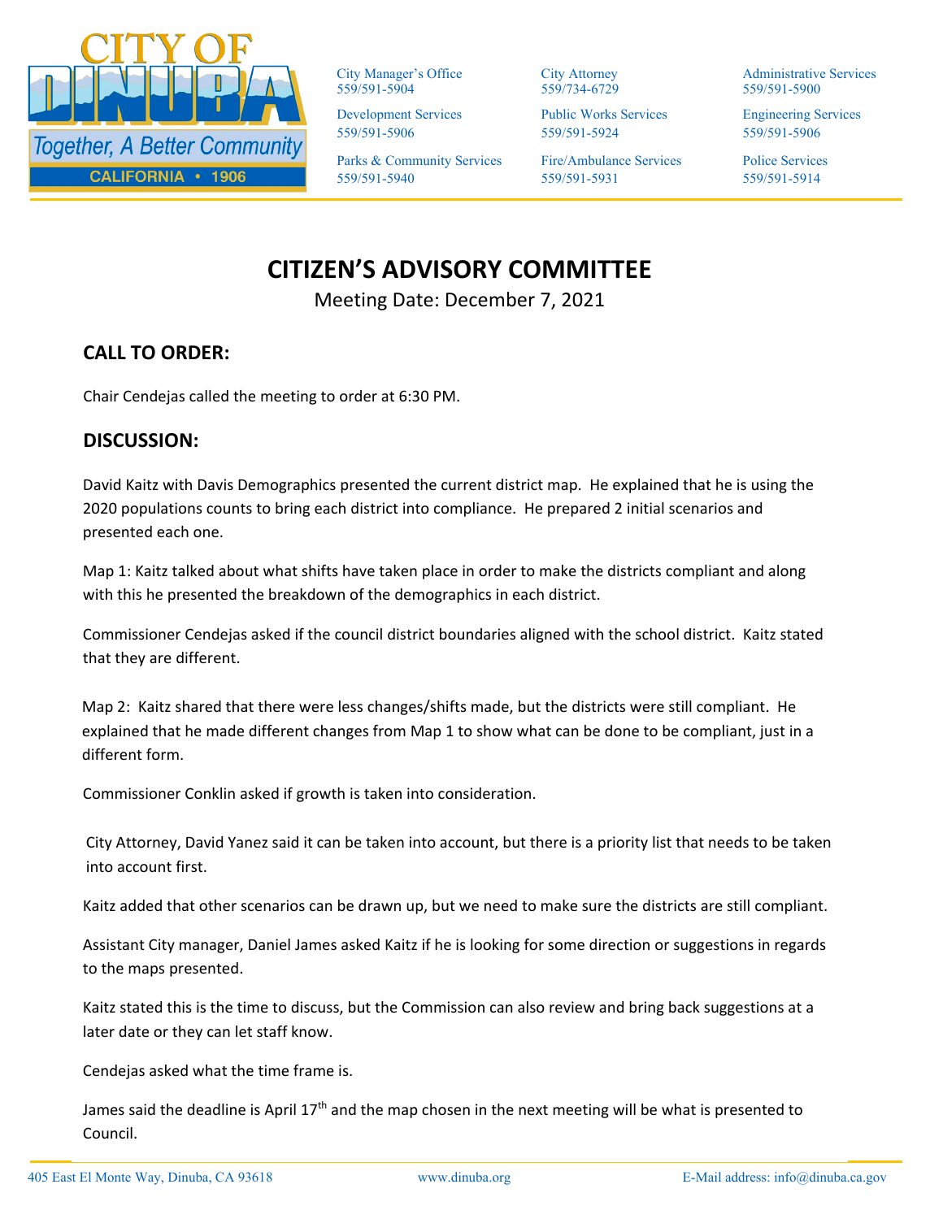# CITIZEN'S ADVISORY COMMITTEE

Meeting Date: December 7, 2021

## CALL TO ORDER:

Chair Cendejas called the meeting to order at 6:30 PM.

## DISCUSSION:

David Kaitz with Davis Demographics presented the current district map. He explained that he is using the 2020 populations counts to bring each district into compliance. He prepared 2 initial scenarios and presented each one.

Map 1: Kaitz talked about what shifts have taken place in order to make the districts compliant and along with this he presented the breakdown of the demographics in each district.

Commissioner Cendejas asked if the council district boundaries aligned with the school district. Kaitz stated that they are different.

Map 2: Kaitz shared that there were less changes/shifts made, but the districts were still compliant. He explained that he made different changes from Map 1 to show what can be done to be compliant, just in a different form.

Commissioner Conklin asked if growth is taken into consideration.

City Attorney, David Yanez said it can be taken into account, but there is a priority list that needs to be taken into account first.

Kaitz added that other scenarios can be drawn up, but we need to make sure the districts are still compliant.

Assistant City manager, Daniel James asked Kaitz if he is looking for some direction or suggestions in regards to the maps presented.

Kaitz stated this is the time to discuss, but the Commission can also review and bring back suggestions at a later date or they can let staff know.

Cendejas asked what the time frame is.

James said the deadline is April 17th and the map chosen in the next meeting will be what is presented to Council.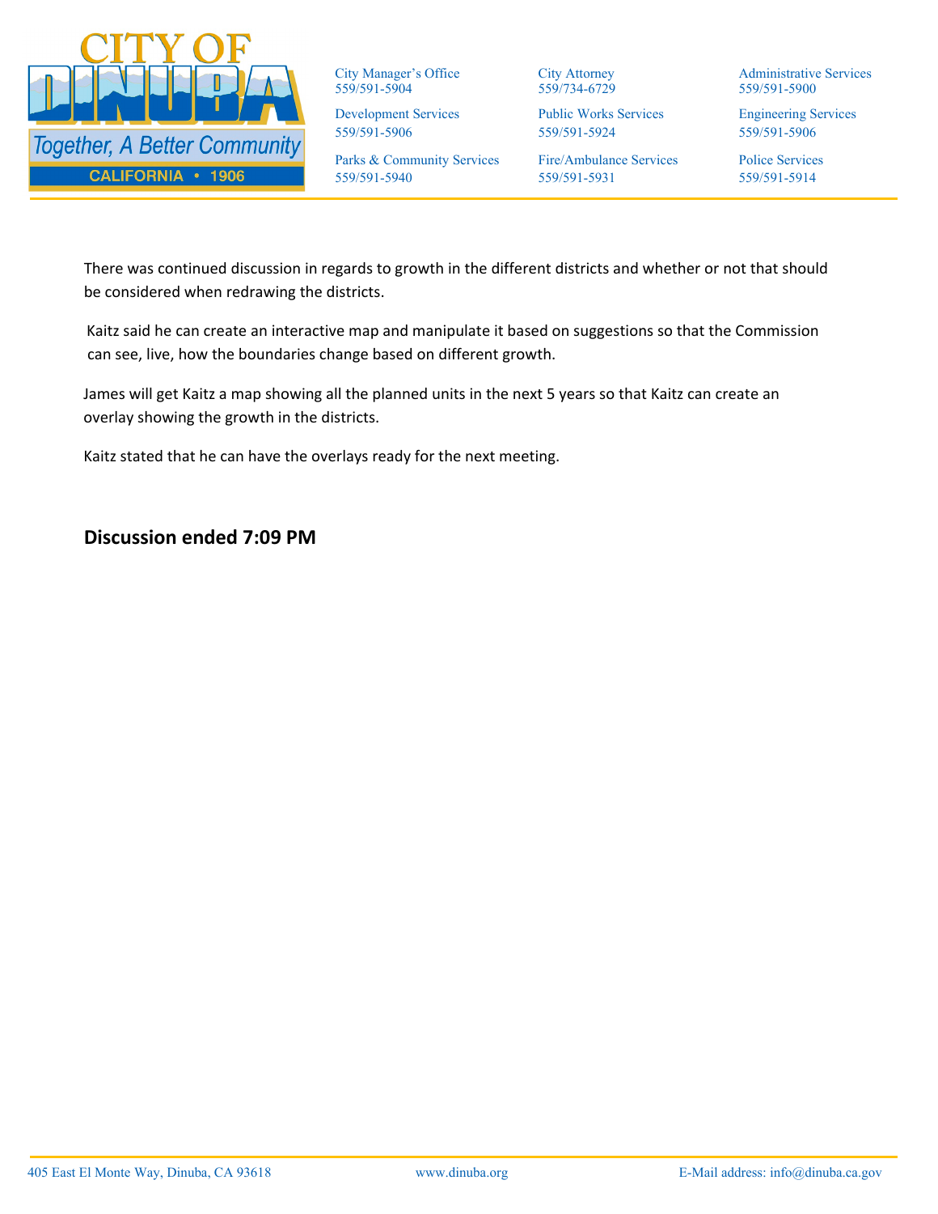There was continued discussion in regards to growth in the different districts and whether or not that should be considered when redrawing the districts.

Kaitz said he can create an interactive map and manipulate it based on suggestions so that the Commission can see, live, how the boundaries change based on different growth.

James will get Kaitz a map showing all the planned units in the next 5 years so that Kaitz can create an overlay showing the growth in the districts.

Kaitz stated that he can have the overlays ready for the next meeting.

**Discussion ended 7:09 PM**